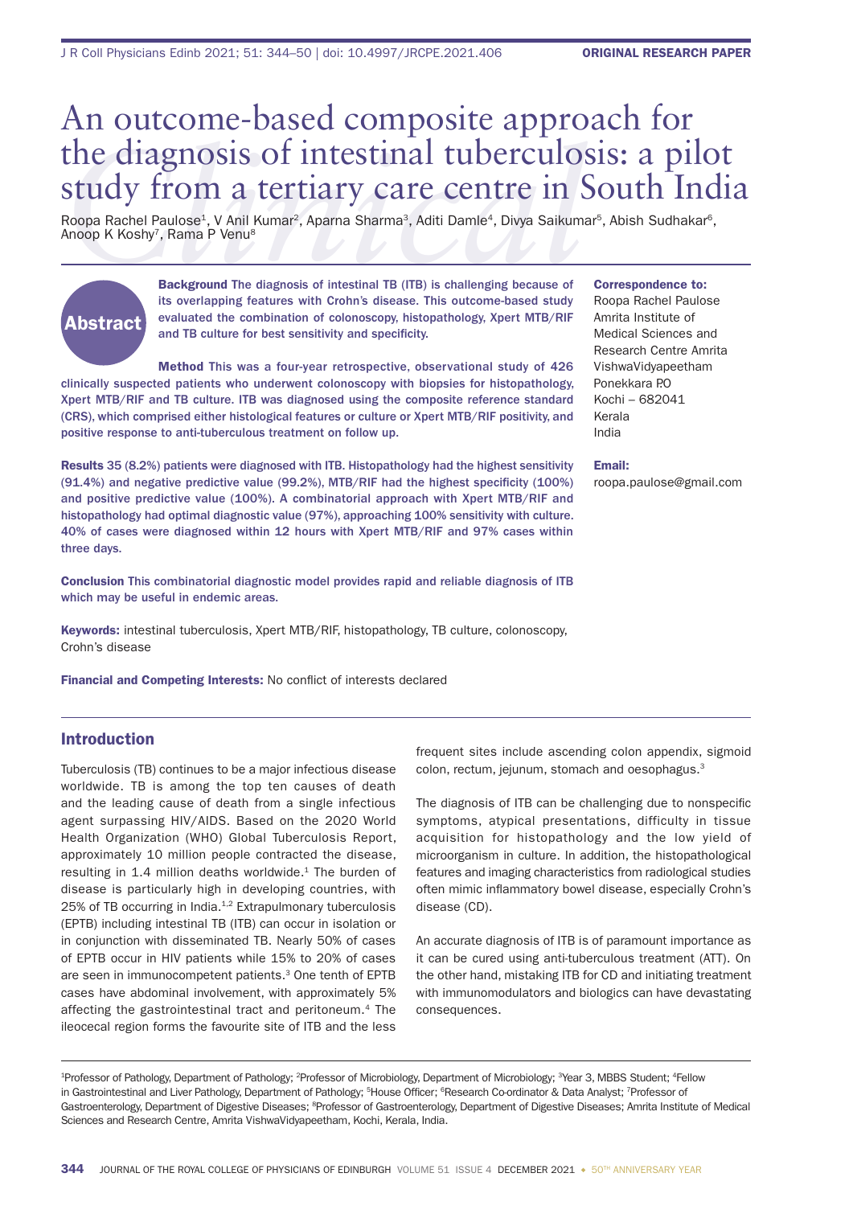ORIGINAL RESEARCH PAPER

# An outcome-based composite approach for the diagnosis of intestinal tuberculosis: a pilot study from a tertiary care centre in South India

Roopa Rachel Paulose[1], V Anil Kumar[2], Aparna Sharma[3], Aditi Damle[4], Divya Saikumar[5], Abish Sudhakar[6], Anoop K Koshy[7], Rama P Venu[8]

## Abstract

**Background** The diagnosis of intestinal TB (ITB) is challenging because of its overlapping features with Crohn's disease. This outcome-based study evaluated the combination of colonoscopy, histopathology, Xpert MTB/RIF and TB culture for best sensitivity and specificity.

**Method** This was a four-year retrospective, observational study of 426 clinically suspected patients who underwent colonoscopy with biopsies for histopathology, Xpert MTB/RIF and TB culture. ITB was diagnosed using the composite reference standard (CRS), which comprised either histological features or culture or Xpert MTB/RIF positivity, and positive response to anti-tuberculous treatment on follow up.

**Results** 35 (8.2%) patients were diagnosed with ITB. Histopathology had the highest sensitivity (91.4%) and negative predictive value (99.2%), MTB/RIF had the highest specificity (100%) and positive predictive value (100%). A combinatorial approach with Xpert MTB/RIF and histopathology had optimal diagnostic value (97%), approaching 100% sensitivity with culture. 40% of cases were diagnosed within 12 hours with Xpert MTB/RIF and 97% cases within three days.

**Conclusion** This combinatorial diagnostic model provides rapid and reliable diagnosis of ITB which may be useful in endemic areas.

**Keywords:** intestinal tuberculosis, Xpert MTB/RIF, histopathology, TB culture, colonoscopy, Crohn's disease

**Financial and Competing Interests:** No conflict of interests declared

**Correspondence to:**
Roopa Rachel Paulose
Amrita Institute of Medical Sciences and Research Centre Amrita VishwaVidyapeetham
Ponekkara P.O
Kochi – 682041
Kerala
India

**Email:**
roopa.paulose@gmail.com

## Introduction

Tuberculosis (TB) continues to be a major infectious disease worldwide. TB is among the top ten causes of death and the leading cause of death from a single infectious agent surpassing HIV/AIDS. Based on the 2020 World Health Organization (WHO) Global Tuberculosis Report, approximately 10 million people contracted the disease, resulting in 1.4 million deaths worldwide.[1] The burden of disease is particularly high in developing countries, with 25% of TB occurring in India.[1,2] Extrapulmonary tuberculosis (EPTB) including intestinal TB (ITB) can occur in isolation or in conjunction with disseminated TB. Nearly 50% of cases of EPTB occur in HIV patients while 15% to 20% of cases are seen in immunocompetent patients.[3] One tenth of EPTB cases have abdominal involvement, with approximately 5% affecting the gastrointestinal tract and peritoneum.[4] The ileocecal region forms the favourite site of ITB and the less frequent sites include ascending colon appendix, sigmoid colon, rectum, jejunum, stomach and oesophagus.[3]

The diagnosis of ITB can be challenging due to nonspecific symptoms, atypical presentations, difficulty in tissue acquisition for histopathology and the low yield of microorganism in culture. In addition, the histopathological features and imaging characteristics from radiological studies often mimic inflammatory bowel disease, especially Crohn's disease (CD).

An accurate diagnosis of ITB is of paramount importance as it can be cured using anti-tuberculous treatment (ATT). On the other hand, mistaking ITB for CD and initiating treatment with immunomodulators and biologics can have devastating consequences.

[1]Professor of Pathology, Department of Pathology; [2]Professor of Microbiology, Department of Microbiology; [3]Year 3, MBBS Student; [4]Fellow in Gastrointestinal and Liver Pathology, Department of Pathology; [5]House Officer; [6]Research Co-ordinator & Data Analyst; [7]Professor of Gastroenterology, Department of Digestive Diseases; [8]Professor of Gastroenterology, Department of Digestive Diseases; Amrita Institute of Medical Sciences and Research Centre, Amrita VishwaVidyapeetham, Kochi, Kerala, India.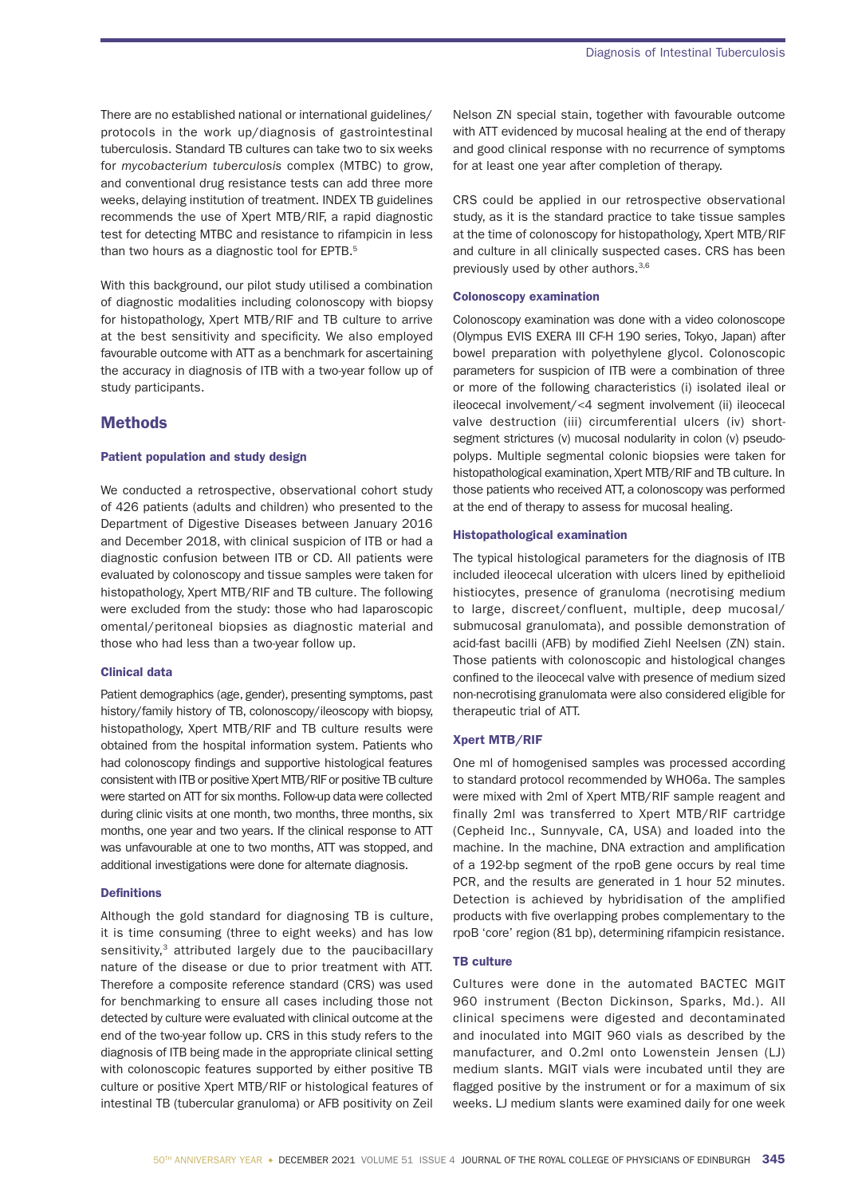There are no established national or international guidelines/ protocols in the work up/diagnosis of gastrointestinal tuberculosis. Standard TB cultures can take two to six weeks for *mycobacterium tuberculosis* complex (MTBC) to grow, and conventional drug resistance tests can add three more weeks, delaying institution of treatment. INDEX TB guidelines recommends the use of Xpert MTB/RIF, a rapid diagnostic test for detecting MTBC and resistance to rifampicin in less than two hours as a diagnostic tool for EPTB.[5]

With this background, our pilot study utilised a combination of diagnostic modalities including colonoscopy with biopsy for histopathology, Xpert MTB/RIF and TB culture to arrive at the best sensitivity and specificity. We also employed favourable outcome with ATT as a benchmark for ascertaining the accuracy in diagnosis of ITB with a two-year follow up of study participants.

## Methods

### Patient population and study design

We conducted a retrospective, observational cohort study of 426 patients (adults and children) who presented to the Department of Digestive Diseases between January 2016 and December 2018, with clinical suspicion of ITB or had a diagnostic confusion between ITB or CD. All patients were evaluated by colonoscopy and tissue samples were taken for histopathology, Xpert MTB/RIF and TB culture. The following were excluded from the study: those who had laparoscopic omental/peritoneal biopsies as diagnostic material and those who had less than a two-year follow up.

### Clinical data

Patient demographics (age, gender), presenting symptoms, past history/family history of TB, colonoscopy/ileoscopy with biopsy, histopathology, Xpert MTB/RIF and TB culture results were obtained from the hospital information system. Patients who had colonoscopy findings and supportive histological features consistent with ITB or positive Xpert MTB/RIF or positive TB culture were started on ATT for six months. Follow-up data were collected during clinic visits at one month, two months, three months, six months, one year and two years. If the clinical response to ATT was unfavourable at one to two months, ATT was stopped, and additional investigations were done for alternate diagnosis.

### Definitions

Although the gold standard for diagnosing TB is culture, it is time consuming (three to eight weeks) and has low sensitivity,[3] attributed largely due to the paucibacillary nature of the disease or due to prior treatment with ATT. Therefore a composite reference standard (CRS) was used for benchmarking to ensure all cases including those not detected by culture were evaluated with clinical outcome at the end of the two-year follow up. CRS in this study refers to the diagnosis of ITB being made in the appropriate clinical setting with colonoscopic features supported by either positive TB culture or positive Xpert MTB/RIF or histological features of intestinal TB (tubercular granuloma) or AFB positivity on Zeil Nelson ZN special stain, together with favourable outcome with ATT evidenced by mucosal healing at the end of therapy and good clinical response with no recurrence of symptoms for at least one year after completion of therapy.

CRS could be applied in our retrospective observational study, as it is the standard practice to take tissue samples at the time of colonoscopy for histopathology, Xpert MTB/RIF and culture in all clinically suspected cases. CRS has been previously used by other authors.[3,6]

### Colonoscopy examination

Colonoscopy examination was done with a video colonoscope (Olympus EVIS EXERA III CF-H 190 series, Tokyo, Japan) after bowel preparation with polyethylene glycol. Colonoscopic parameters for suspicion of ITB were a combination of three or more of the following characteristics (i) isolated ileal or ileocecal involvement/<4 segment involvement (ii) ileocecal valve destruction (iii) circumferential ulcers (iv) short-segment strictures (v) mucosal nodularity in colon (v) pseudo-polyps. Multiple segmental colonic biopsies were taken for histopathological examination, Xpert MTB/RIF and TB culture. In those patients who received ATT, a colonoscopy was performed at the end of therapy to assess for mucosal healing.

### Histopathological examination

The typical histological parameters for the diagnosis of ITB included ileocecal ulceration with ulcers lined by epithelioid histiocytes, presence of granuloma (necrotising medium to large, discreet/confluent, multiple, deep mucosal/ submucosal granulomata), and possible demonstration of acid-fast bacilli (AFB) by modified Ziehl Neelsen (ZN) stain. Those patients with colonoscopic and histological changes confined to the ileocecal valve with presence of medium sized non-necrotising granulomata were also considered eligible for therapeutic trial of ATT.

### Xpert MTB/RIF

One ml of homogenised samples was processed according to standard protocol recommended by WHO6a. The samples were mixed with 2ml of Xpert MTB/RIF sample reagent and finally 2ml was transferred to Xpert MTB/RIF cartridge (Cepheid Inc., Sunnyvale, CA, USA) and loaded into the machine. In the machine, DNA extraction and amplification of a 192-bp segment of the rpoB gene occurs by real time PCR, and the results are generated in 1 hour 52 minutes. Detection is achieved by hybridisation of the amplified products with five overlapping probes complementary to the rpoB 'core' region (81 bp), determining rifampicin resistance.

### TB culture

Cultures were done in the automated BACTEC MGIT 960 instrument (Becton Dickinson, Sparks, Md.). All clinical specimens were digested and decontaminated and inoculated into MGIT 960 vials as described by the manufacturer, and 0.2ml onto Lowenstein Jensen (LJ) medium slants. MGIT vials were incubated until they are flagged positive by the instrument or for a maximum of six weeks. LJ medium slants were examined daily for one week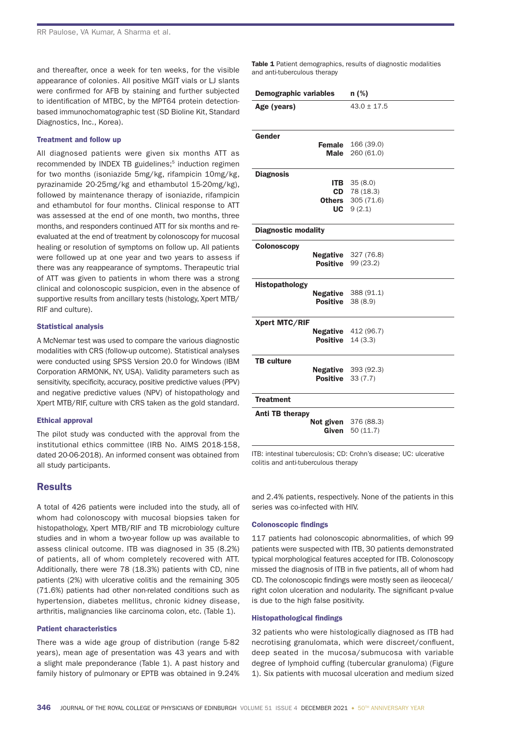and thereafter, once a week for ten weeks, for the visible appearance of colonies. All positive MGIT vials or LJ slants were confirmed for AFB by staining and further subjected to identification of MTBC, by the MPT64 protein detection-based immunochomatographic test (SD Bioline Kit, Standard Diagnostics, Inc., Korea).

### Treatment and follow up

All diagnosed patients were given six months ATT as recommended by INDEX TB guidelines;[5] induction regimen for two months (isoniazide 5mg/kg, rifampicin 10mg/kg, pyrazinamide 20-25mg/kg and ethambutol 15-20mg/kg), followed by maintenance therapy of isoniazide, rifampicin and ethambutol for four months. Clinical response to ATT was assessed at the end of one month, two months, three months, and responders continued ATT for six months and re-evaluated at the end of treatment by colonoscopy for mucosal healing or resolution of symptoms on follow up. All patients were followed up at one year and two years to assess if there was any reappearance of symptoms. Therapeutic trial of ATT was given to patients in whom there was a strong clinical and colonoscopic suspicion, even in the absence of supportive results from ancillary tests (histology, Xpert MTB/RIF and culture).

### Statistical analysis

A McNemar test was used to compare the various diagnostic modalities with CRS (follow-up outcome). Statistical analyses were conducted using SPSS Version 20.0 for Windows (IBM Corporation ARMONK, NY, USA). Validity parameters such as sensitivity, specificity, accuracy, positive predictive values (PPV) and negative predictive values (NPV) of histopathology and Xpert MTB/RIF, culture with CRS taken as the gold standard.

### Ethical approval

The pilot study was conducted with the approval from the institutional ethics committee (IRB No. AIMS 2018-158, dated 20-06-2018). An informed consent was obtained from all study participants.

**Table 1** Patient demographics, results of diagnostic modalities and anti-tuberculous therapy

| Demographic variables | | n (%) |
|---|---|---|
| **Age (years)** | | 43.0 ± 17.5 |
| **Gender** | | |
| | **Female** | 166 (39.0) |
| | **Male** | 260 (61.0) |
| **Diagnosis** | | |
| | **ITB** | 35 (8.0) |
| | **CD** | 78 (18.3) |
| | **Others** | 305 (71.6) |
| | **UC** | 9 (2.1) |
| **Diagnostic modality** | | |
| **Colonoscopy** | | |
| | **Negative** | 327 (76.8) |
| | **Positive** | 99 (23.2) |
| **Histopathology** | | |
| | **Negative** | 388 (91.1) |
| | **Positive** | 38 (8.9) |
| **Xpert MTC/RIF** | | |
| | **Negative** | 412 (96.7) |
| | **Positive** | 14 (3.3) |
| **TB culture** | | |
| | **Negative** | 393 (92.3) |
| | **Positive** | 33 (7.7) |
| **Treatment** | | |
| **Anti TB therapy** | | |
| | **Not given** | 376 (88.3) |
| | **Given** | 50 (11.7) |

ITB: intestinal tuberculosis; CD: Crohn's disease; UC: ulcerative colitis and anti-tuberculous therapy

## Results

A total of 426 patients were included into the study, all of whom had colonoscopy with mucosal biopsies taken for histopathology, Xpert MTB/RIF and TB microbiology culture studies and in whom a two-year follow up was available to assess clinical outcome. ITB was diagnosed in 35 (8.2%) of patients, all of whom completely recovered with ATT. Additionally, there were 78 (18.3%) patients with CD, nine patients (2%) with ulcerative colitis and the remaining 305 (71.6%) patients had other non-related conditions such as hypertension, diabetes mellitus, chronic kidney disease, arthritis, malignancies like carcinoma colon, etc. (Table 1).

### Patient characteristics

There was a wide age group of distribution (range 5-82 years), mean age of presentation was 43 years and with a slight male preponderance (Table 1). A past history and family history of pulmonary or EPTB was obtained in 9.24% and 2.4% patients, respectively. None of the patients in this series was co-infected with HIV.

### Colonoscopic findings

117 patients had colonoscopic abnormalities, of which 99 patients were suspected with ITB, 30 patients demonstrated typical morphological features accepted for ITB. Colonoscopy missed the diagnosis of ITB in five patients, all of whom had CD. The colonoscopic findings were mostly seen as ileocecal/right colon ulceration and nodularity. The significant p-value is due to the high false positivity.

### Histopathological findings

32 patients who were histologically diagnosed as ITB had necrotising granulomata, which were discreet/confluent, deep seated in the mucosa/submucosa with variable degree of lymphoid cuffing (tubercular granuloma) (Figure 1). Six patients with mucosal ulceration and medium sized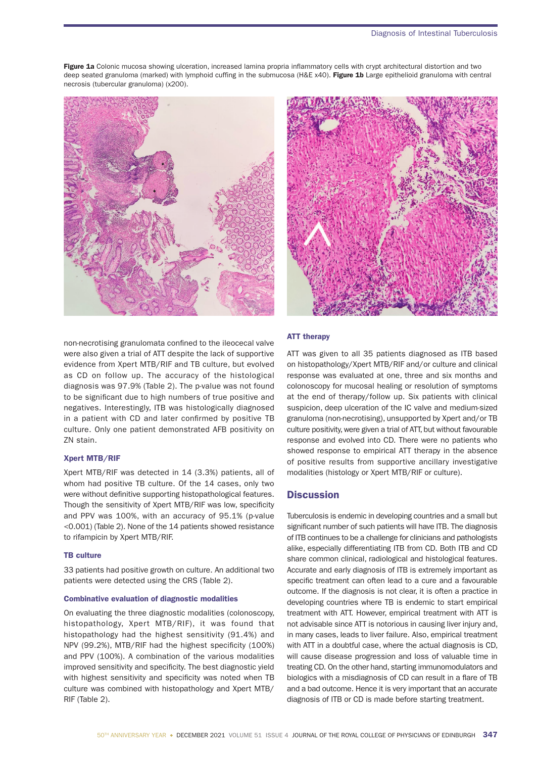**Figure 1a** Colonic mucosa showing ulceration, increased lamina propria inflammatory cells with crypt architectural distortion and two deep seated granuloma (marked) with lymphoid cuffing in the submucosa (H&E x40). **Figure 1b** Large epithelioid granuloma with central necrosis (tubercular granuloma) (x200).

non-necrotising granulomata confined to the ileocecal valve were also given a trial of ATT despite the lack of supportive evidence from Xpert MTB/RIF and TB culture, but evolved as CD on follow up. The accuracy of the histological diagnosis was 97.9% (Table 2). The p-value was not found to be significant due to high numbers of true positive and negatives. Interestingly, ITB was histologically diagnosed in a patient with CD and later confirmed by positive TB culture. Only one patient demonstrated AFB positivity on ZN stain.

### Xpert MTB/RIF

Xpert MTB/RIF was detected in 14 (3.3%) patients, all of whom had positive TB culture. Of the 14 cases, only two were without definitive supporting histopathological features. Though the sensitivity of Xpert MTB/RIF was low, specificity and PPV was 100%, with an accuracy of 95.1% (p-value <0.001) (Table 2). None of the 14 patients showed resistance to rifampicin by Xpert MTB/RIF.

### TB culture

33 patients had positive growth on culture. An additional two patients were detected using the CRS (Table 2).

### Combinative evaluation of diagnostic modalities

On evaluating the three diagnostic modalities (colonoscopy, histopathology, Xpert MTB/RIF), it was found that histopathology had the highest sensitivity (91.4%) and NPV (99.2%), MTB/RIF had the highest specificity (100%) and PPV (100%). A combination of the various modalities improved sensitivity and specificity. The best diagnostic yield with highest sensitivity and specificity was noted when TB culture was combined with histopathology and Xpert MTB/RIF (Table 2).

### ATT therapy

ATT was given to all 35 patients diagnosed as ITB based on histopathology/Xpert MTB/RIF and/or culture and clinical response was evaluated at one, three and six months and colonoscopy for mucosal healing or resolution of symptoms at the end of therapy/follow up. Six patients with clinical suspicion, deep ulceration of the IC valve and medium-sized granuloma (non-necrotising), unsupported by Xpert and/or TB culture positivity, were given a trial of ATT, but without favourable response and evolved into CD. There were no patients who showed response to empirical ATT therapy in the absence of positive results from supportive ancillary investigative modalities (histology or Xpert MTB/RIF or culture).

## Discussion

Tuberculosis is endemic in developing countries and a small but significant number of such patients will have ITB. The diagnosis of ITB continues to be a challenge for clinicians and pathologists alike, especially differentiating ITB from CD. Both ITB and CD share common clinical, radiological and histological features. Accurate and early diagnosis of ITB is extremely important as specific treatment can often lead to a cure and a favourable outcome. If the diagnosis is not clear, it is often a practice in developing countries where TB is endemic to start empirical treatment with ATT. However, empirical treatment with ATT is not advisable since ATT is notorious in causing liver injury and, in many cases, leads to liver failure. Also, empirical treatment with ATT in a doubtful case, where the actual diagnosis is CD, will cause disease progression and loss of valuable time in treating CD. On the other hand, starting immunomodulators and biologics with a misdiagnosis of CD can result in a flare of TB and a bad outcome. Hence it is very important that an accurate diagnosis of ITB or CD is made before starting treatment.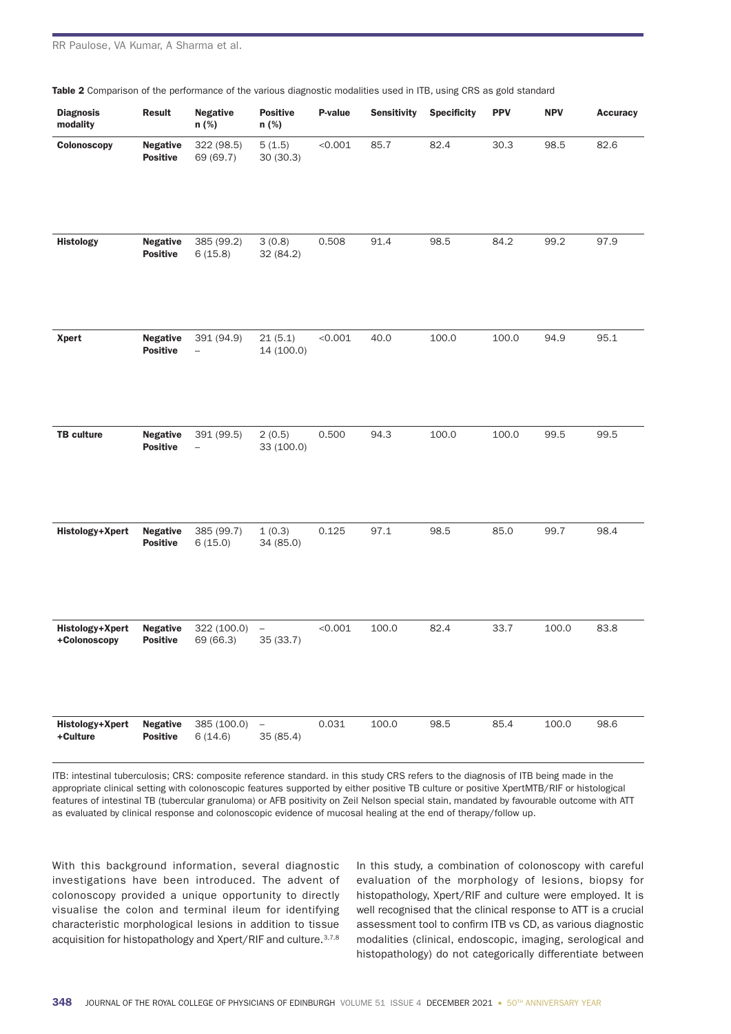**Table 2** Comparison of the performance of the various diagnostic modalities used in ITB, using CRS as gold standard

| Diagnosis modality | Result | Negative n (%) | Positive n (%) | P-value | Sensitivity | Specificity | PPV | NPV | Accuracy |
|---|---|---|---|---|---|---|---|---|---|
| **Colonoscopy** | **Negative** | 322 (98.5) | 5 (1.5) | <0.001 | 85.7 | 82.4 | 30.3 | 98.5 | 82.6 |
| | **Positive** | 69 (69.7) | 30 (30.3) | | | | | | |
| **Histology** | **Negative** | 385 (99.2) | 3 (0.8) | 0.508 | 91.4 | 98.5 | 84.2 | 99.2 | 97.9 |
| | **Positive** | 6 (15.8) | 32 (84.2) | | | | | | |
| **Xpert** | **Negative** | 391 (94.9) | 21 (5.1) | <0.001 | 40.0 | 100.0 | 100.0 | 94.9 | 95.1 |
| | **Positive** | – | 14 (100.0) | | | | | | |
| **TB culture** | **Negative** | 391 (99.5) | 2 (0.5) | 0.500 | 94.3 | 100.0 | 100.0 | 99.5 | 99.5 |
| | **Positive** | – | 33 (100.0) | | | | | | |
| **Histology+Xpert** | **Negative** | 385 (99.7) | 1 (0.3) | 0.125 | 97.1 | 98.5 | 85.0 | 99.7 | 98.4 |
| | **Positive** | 6 (15.0) | 34 (85.0) | | | | | | |
| **Histology+Xpert +Colonoscopy** | **Negative** | 322 (100.0) | – | <0.001 | 100.0 | 82.4 | 33.7 | 100.0 | 83.8 |
| | **Positive** | 69 (66.3) | 35 (33.7) | | | | | | |
| **Histology+Xpert +Culture** | **Negative** | 385 (100.0) | – | 0.031 | 100.0 | 98.5 | 85.4 | 100.0 | 98.6 |
| | **Positive** | 6 (14.6) | 35 (85.4) | | | | | | |

ITB: intestinal tuberculosis; CRS: composite reference standard. in this study CRS refers to the diagnosis of ITB being made in the appropriate clinical setting with colonoscopic features supported by either positive TB culture or positive XpertMTB/RIF or histological features of intestinal TB (tubercular granuloma) or AFB positivity on Zeil Nelson special stain, mandated by favourable outcome with ATT as evaluated by clinical response and colonoscopic evidence of mucosal healing at the end of therapy/follow up.

With this background information, several diagnostic investigations have been introduced. The advent of colonoscopy provided a unique opportunity to directly visualise the colon and terminal ileum for identifying characteristic morphological lesions in addition to tissue acquisition for histopathology and Xpert/RIF and culture.[3,7,8]

In this study, a combination of colonoscopy with careful evaluation of the morphology of lesions, biopsy for histopathology, Xpert/RIF and culture were employed. It is well recognised that the clinical response to ATT is a crucial assessment tool to confirm ITB vs CD, as various diagnostic modalities (clinical, endoscopic, imaging, serological and histopathology) do not categorically differentiate between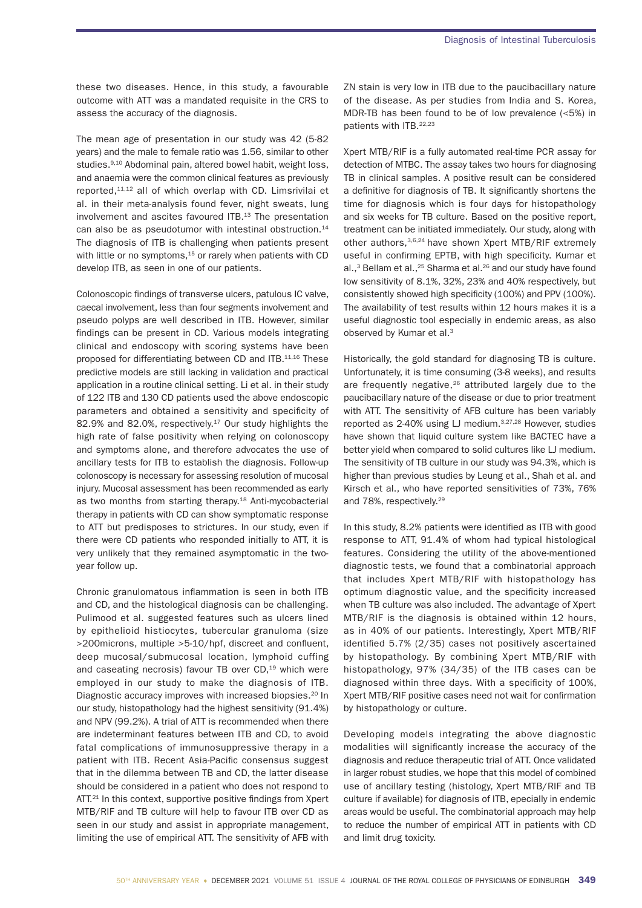these two diseases. Hence, in this study, a favourable outcome with ATT was a mandated requisite in the CRS to assess the accuracy of the diagnosis.

The mean age of presentation in our study was 42 (5-82 years) and the male to female ratio was 1.56, similar to other studies.[9,10] Abdominal pain, altered bowel habit, weight loss, and anaemia were the common clinical features as previously reported,[11,12] all of which overlap with CD. Limsrivilai et al. in their meta-analysis found fever, night sweats, lung involvement and ascites favoured ITB.[13] The presentation can also be as pseudotumor with intestinal obstruction.[14] The diagnosis of ITB is challenging when patients present with little or no symptoms,[15] or rarely when patients with CD develop ITB, as seen in one of our patients.

Colonoscopic findings of transverse ulcers, patulous IC valve, caecal involvement, less than four segments involvement and pseudo polyps are well described in ITB. However, similar findings can be present in CD. Various models integrating clinical and endoscopy with scoring systems have been proposed for differentiating between CD and ITB.[11,16] These predictive models are still lacking in validation and practical application in a routine clinical setting. Li et al. in their study of 122 ITB and 130 CD patients used the above endoscopic parameters and obtained a sensitivity and specificity of 82.9% and 82.0%, respectively.[17] Our study highlights the high rate of false positivity when relying on colonoscopy and symptoms alone, and therefore advocates the use of ancillary tests for ITB to establish the diagnosis. Follow-up colonoscopy is necessary for assessing resolution of mucosal injury. Mucosal assessment has been recommended as early as two months from starting therapy.[18] Anti-mycobacterial therapy in patients with CD can show symptomatic response to ATT but predisposes to strictures. In our study, even if there were CD patients who responded initially to ATT, it is very unlikely that they remained asymptomatic in the two-year follow up.

Chronic granulomatous inflammation is seen in both ITB and CD, and the histological diagnosis can be challenging. Pulimood et al. suggested features such as ulcers lined by epithelioid histiocytes, tubercular granuloma (size >200microns, multiple >5-10/hpf, discreet and confluent, deep mucosal/submucosal location, lymphoid cuffing and caseating necrosis) favour TB over CD,[19] which were employed in our study to make the diagnosis of ITB. Diagnostic accuracy improves with increased biopsies.[20] In our study, histopathology had the highest sensitivity (91.4%) and NPV (99.2%). A trial of ATT is recommended when there are indeterminant features between ITB and CD, to avoid fatal complications of immunosuppressive therapy in a patient with ITB. Recent Asia-Pacific consensus suggest that in the dilemma between TB and CD, the latter disease should be considered in a patient who does not respond to ATT.[21] In this context, supportive positive findings from Xpert MTB/RIF and TB culture will help to favour ITB over CD as seen in our study and assist in appropriate management, limiting the use of empirical ATT. The sensitivity of AFB with ZN stain is very low in ITB due to the paucibacillary nature of the disease. As per studies from India and S. Korea, MDR-TB has been found to be of low prevalence (<5%) in patients with ITB.[22,23]

Xpert MTB/RIF is a fully automated real-time PCR assay for detection of MTBC. The assay takes two hours for diagnosing TB in clinical samples. A positive result can be considered a definitive for diagnosis of TB. It significantly shortens the time for diagnosis which is four days for histopathology and six weeks for TB culture. Based on the positive report, treatment can be initiated immediately. Our study, along with other authors,[3,6,24] have shown Xpert MTB/RIF extremely useful in confirming EPTB, with high specificity. Kumar et al.,[3] Bellam et al.,[25] Sharma et al.[26] and our study have found low sensitivity of 8.1%, 32%, 23% and 40% respectively, but consistently showed high specificity (100%) and PPV (100%). The availability of test results within 12 hours makes it is a useful diagnostic tool especially in endemic areas, as also observed by Kumar et al.[3]

Historically, the gold standard for diagnosing TB is culture. Unfortunately, it is time consuming (3-8 weeks), and results are frequently negative,[26] attributed largely due to the paucibacillary nature of the disease or due to prior treatment with ATT. The sensitivity of AFB culture has been variably reported as 2-40% using LJ medium.[3,27,28] However, studies have shown that liquid culture system like BACTEC have a better yield when compared to solid cultures like LJ medium. The sensitivity of TB culture in our study was 94.3%, which is higher than previous studies by Leung et al., Shah et al. and Kirsch et al., who have reported sensitivities of 73%, 76% and 78%, respectively.[29]

In this study, 8.2% patients were identified as ITB with good response to ATT, 91.4% of whom had typical histological features. Considering the utility of the above-mentioned diagnostic tests, we found that a combinatorial approach that includes Xpert MTB/RIF with histopathology has optimum diagnostic value, and the specificity increased when TB culture was also included. The advantage of Xpert MTB/RIF is the diagnosis is obtained within 12 hours, as in 40% of our patients. Interestingly, Xpert MTB/RIF identified 5.7% (2/35) cases not positively ascertained by histopathology. By combining Xpert MTB/RIF with histopathology, 97% (34/35) of the ITB cases can be diagnosed within three days. With a specificity of 100%, Xpert MTB/RIF positive cases need not wait for confirmation by histopathology or culture.

Developing models integrating the above diagnostic modalities will significantly increase the accuracy of the diagnosis and reduce therapeutic trial of ATT. Once validated in larger robust studies, we hope that this model of combined use of ancillary testing (histology, Xpert MTB/RIF and TB culture if available) for diagnosis of ITB, epecially in endemic areas would be useful. The combinatorial approach may help to reduce the number of empirical ATT in patients with CD and limit drug toxicity.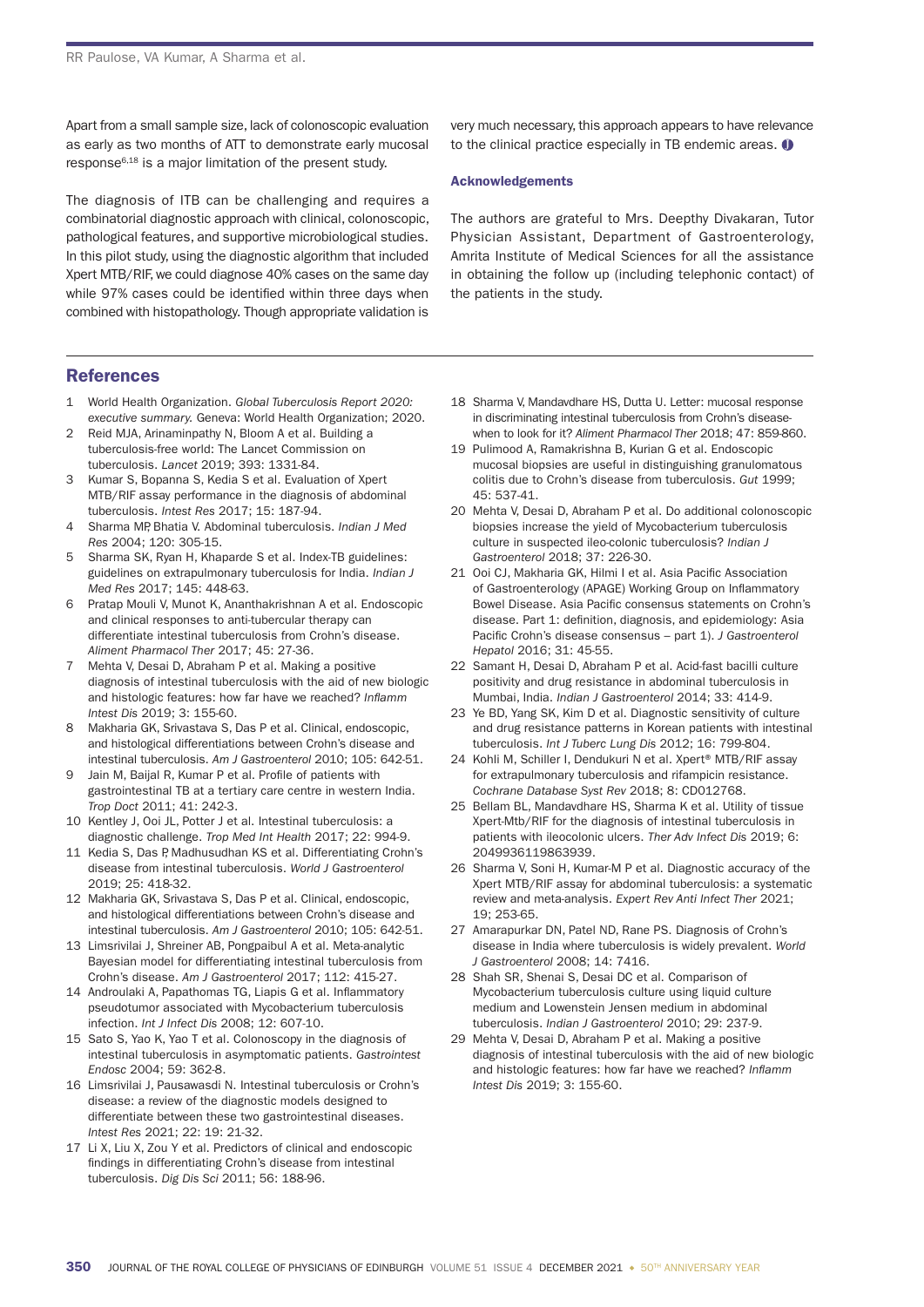Apart from a small sample size, lack of colonoscopic evaluation as early as two months of ATT to demonstrate early mucosal response[6,18] is a major limitation of the present study.

The diagnosis of ITB can be challenging and requires a combinatorial diagnostic approach with clinical, colonoscopic, pathological features, and supportive microbiological studies. In this pilot study, using the diagnostic algorithm that included Xpert MTB/RIF, we could diagnose 40% cases on the same day while 97% cases could be identified within three days when combined with histopathology. Though appropriate validation is very much necessary, this approach appears to have relevance to the clinical practice especially in TB endemic areas.

### Acknowledgements

The authors are grateful to Mrs. Deepthy Divakaran, Tutor Physician Assistant, Department of Gastroenterology, Amrita Institute of Medical Sciences for all the assistance in obtaining the follow up (including telephonic contact) of the patients in the study.

## References

1. World Health Organization. *Global Tuberculosis Report 2020: executive summary.* Geneva: World Health Organization; 2020.
2. Reid MJA, Arinaminpathy N, Bloom A et al. Building a tuberculosis-free world: The Lancet Commission on tuberculosis. *Lancet* 2019; 393: 1331-84.
3. Kumar S, Bopanna S, Kedia S et al. Evaluation of Xpert MTB/RIF assay performance in the diagnosis of abdominal tuberculosis. *Intest Res* 2017; 15: 187-94.
4. Sharma MP, Bhatia V. Abdominal tuberculosis. *Indian J Med Res* 2004; 120: 305-15.
5. Sharma SK, Ryan H, Khaparde S et al. Index-TB guidelines: guidelines on extrapulmonary tuberculosis for India. *Indian J Med Res* 2017; 145: 448-63.
6. Pratap Mouli V, Munot K, Ananthakrishnan A et al. Endoscopic and clinical responses to anti-tubercular therapy can differentiate intestinal tuberculosis from Crohn's disease. *Aliment Pharmacol Ther* 2017; 45: 27-36.
7. Mehta V, Desai D, Abraham P et al. Making a positive diagnosis of intestinal tuberculosis with the aid of new biologic and histologic features: how far have we reached? *Inflamm Intest Dis* 2019; 3: 155-60.
8. Makharia GK, Srivastava S, Das P et al. Clinical, endoscopic, and histological differentiations between Crohn's disease and intestinal tuberculosis. *Am J Gastroenterol* 2010; 105: 642-51.
9. Jain M, Baijal R, Kumar P et al. Profile of patients with gastrointestinal TB at a tertiary care centre in western India. *Trop Doct* 2011; 41: 242-3.
10. Kentley J, Ooi JL, Potter J et al. Intestinal tuberculosis: a diagnostic challenge. *Trop Med Int Health* 2017; 22: 994-9.
11. Kedia S, Das P, Madhusudhan KS et al. Differentiating Crohn's disease from intestinal tuberculosis. *World J Gastroenterol* 2019; 25: 418-32.
12. Makharia GK, Srivastava S, Das P et al. Clinical, endoscopic, and histological differentiations between Crohn's disease and intestinal tuberculosis. *Am J Gastroenterol* 2010; 105: 642-51.
13. Limsrivilai J, Shreiner AB, Pongpaibul A et al. Meta-analytic Bayesian model for differentiating intestinal tuberculosis from Crohn's disease. *Am J Gastroenterol* 2017; 112: 415-27.
14. Androulaki A, Papathomas TG, Liapis G et al. Inflammatory pseudotumor associated with Mycobacterium tuberculosis infection. *Int J Infect Dis* 2008; 12: 607-10.
15. Sato S, Yao K, Yao T et al. Colonoscopy in the diagnosis of intestinal tuberculosis in asymptomatic patients. *Gastrointest Endosc* 2004; 59: 362-8.
16. Limsrivilai J, Pausawasdi N. Intestinal tuberculosis or Crohn's disease: a review of the diagnostic models designed to differentiate between these two gastrointestinal diseases. *Intest Res* 2021; 22: 19: 21-32.
17. Li X, Liu X, Zou Y et al. Predictors of clinical and endoscopic findings in differentiating Crohn's disease from intestinal tuberculosis. *Dig Dis Sci* 2011; 56: 188-96.
18. Sharma V, Mandavdhare HS, Dutta U. Letter: mucosal response in discriminating intestinal tuberculosis from Crohn's disease-when to look for it? *Aliment Pharmacol Ther* 2018; 47: 859-860.
19. Pulimood A, Ramakrishna B, Kurian G et al. Endoscopic mucosal biopsies are useful in distinguishing granulomatous colitis due to Crohn's disease from tuberculosis. *Gut* 1999; 45: 537-41.
20. Mehta V, Desai D, Abraham P et al. Do additional colonoscopic biopsies increase the yield of Mycobacterium tuberculosis culture in suspected ileo-colonic tuberculosis? *Indian J Gastroenterol* 2018; 37: 226-30.
21. Ooi CJ, Makharia GK, Hilmi I et al. Asia Pacific Association of Gastroenterology (APAGE) Working Group on Inflammatory Bowel Disease. Asia Pacific consensus statements on Crohn's disease. Part 1: definition, diagnosis, and epidemiology: Asia Pacific Crohn's disease consensus – part 1). *J Gastroenterol Hepatol* 2016; 31: 45-55.
22. Samant H, Desai D, Abraham P et al. Acid-fast bacilli culture positivity and drug resistance in abdominal tuberculosis in Mumbai, India. *Indian J Gastroenterol* 2014; 33: 414-9.
23. Ye BD, Yang SK, Kim D et al. Diagnostic sensitivity of culture and drug resistance patterns in Korean patients with intestinal tuberculosis. *Int J Tuberc Lung Dis* 2012; 16: 799-804.
24. Kohli M, Schiller I, Dendukuri N et al. Xpert® MTB/RIF assay for extrapulmonary tuberculosis and rifampicin resistance. *Cochrane Database Syst Rev* 2018; 8: CD012768.
25. Bellam BL, Mandavdhare HS, Sharma K et al. Utility of tissue Xpert-Mtb/RIF for the diagnosis of intestinal tuberculosis in patients with ileocolonic ulcers. *Ther Adv Infect Dis* 2019; 6: 2049936119863939.
26. Sharma V, Soni H, Kumar-M P et al. Diagnostic accuracy of the Xpert MTB/RIF assay for abdominal tuberculosis: a systematic review and meta-analysis. *Expert Rev Anti Infect Ther* 2021; 19; 253-65.
27. Amarapurkar DN, Patel ND, Rane PS. Diagnosis of Crohn's disease in India where tuberculosis is widely prevalent. *World J Gastroenterol* 2008; 14: 7416.
28. Shah SR, Shenai S, Desai DC et al. Comparison of Mycobacterium tuberculosis culture using liquid culture medium and Lowenstein Jensen medium in abdominal tuberculosis. *Indian J Gastroenterol* 2010; 29: 237-9.
29. Mehta V, Desai D, Abraham P et al. Making a positive diagnosis of intestinal tuberculosis with the aid of new biologic and histologic features: how far have we reached? *Inflamm Intest Dis* 2019; 3: 155-60.